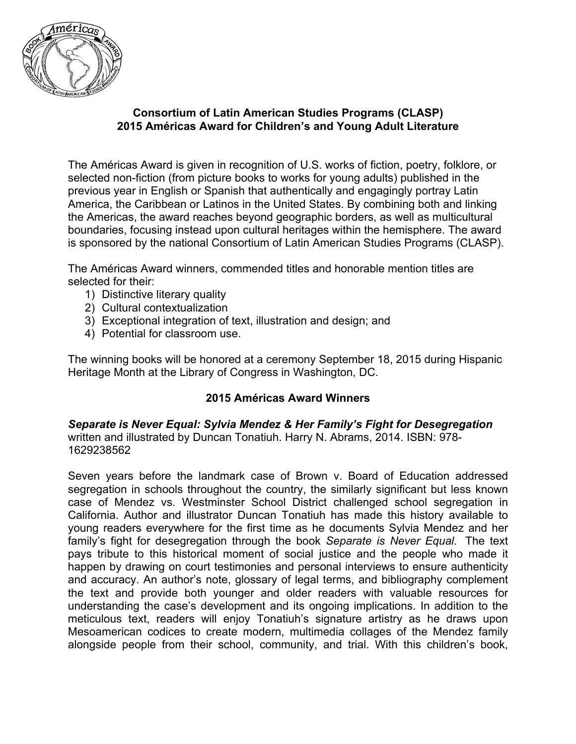**Consortium of Latin American Studies Programs (CLASP)**
**2015 Américas Award for Children's and Young Adult Literature**

The Américas Award is given in recognition of U.S. works of fiction, poetry, folklore, or selected non-fiction (from picture books to works for young adults) published in the previous year in English or Spanish that authentically and engagingly portray Latin America, the Caribbean or Latinos in the United States. By combining both and linking the Americas, the award reaches beyond geographic borders, as well as multicultural boundaries, focusing instead upon cultural heritages within the hemisphere. The award is sponsored by the national Consortium of Latin American Studies Programs (CLASP).

The Américas Award winners, commended titles and honorable mention titles are selected for their:

1) Distinctive literary quality
2) Cultural contextualization
3) Exceptional integration of text, illustration and design; and
4) Potential for classroom use.

The winning books will be honored at a ceremony September 18, 2015 during Hispanic Heritage Month at the Library of Congress in Washington, DC.

## 2015 Américas Award Winners

***Separate is Never Equal: Sylvia Mendez & Her Family's Fight for Desegregation***
written and illustrated by Duncan Tonatiuh. Harry N. Abrams, 2014. ISBN: 978-1629238562

Seven years before the landmark case of Brown v. Board of Education addressed segregation in schools throughout the country, the similarly significant but less known case of Mendez vs. Westminster School District challenged school segregation in California. Author and illustrator Duncan Tonatiuh has made this history available to young readers everywhere for the first time as he documents Sylvia Mendez and her family's fight for desegregation through the book *Separate is Never Equal*. The text pays tribute to this historical moment of social justice and the people who made it happen by drawing on court testimonies and personal interviews to ensure authenticity and accuracy. An author's note, glossary of legal terms, and bibliography complement the text and provide both younger and older readers with valuable resources for understanding the case's development and its ongoing implications. In addition to the meticulous text, readers will enjoy Tonatiuh's signature artistry as he draws upon Mesoamerican codices to create modern, multimedia collages of the Mendez family alongside people from their school, community, and trial. With this children's book,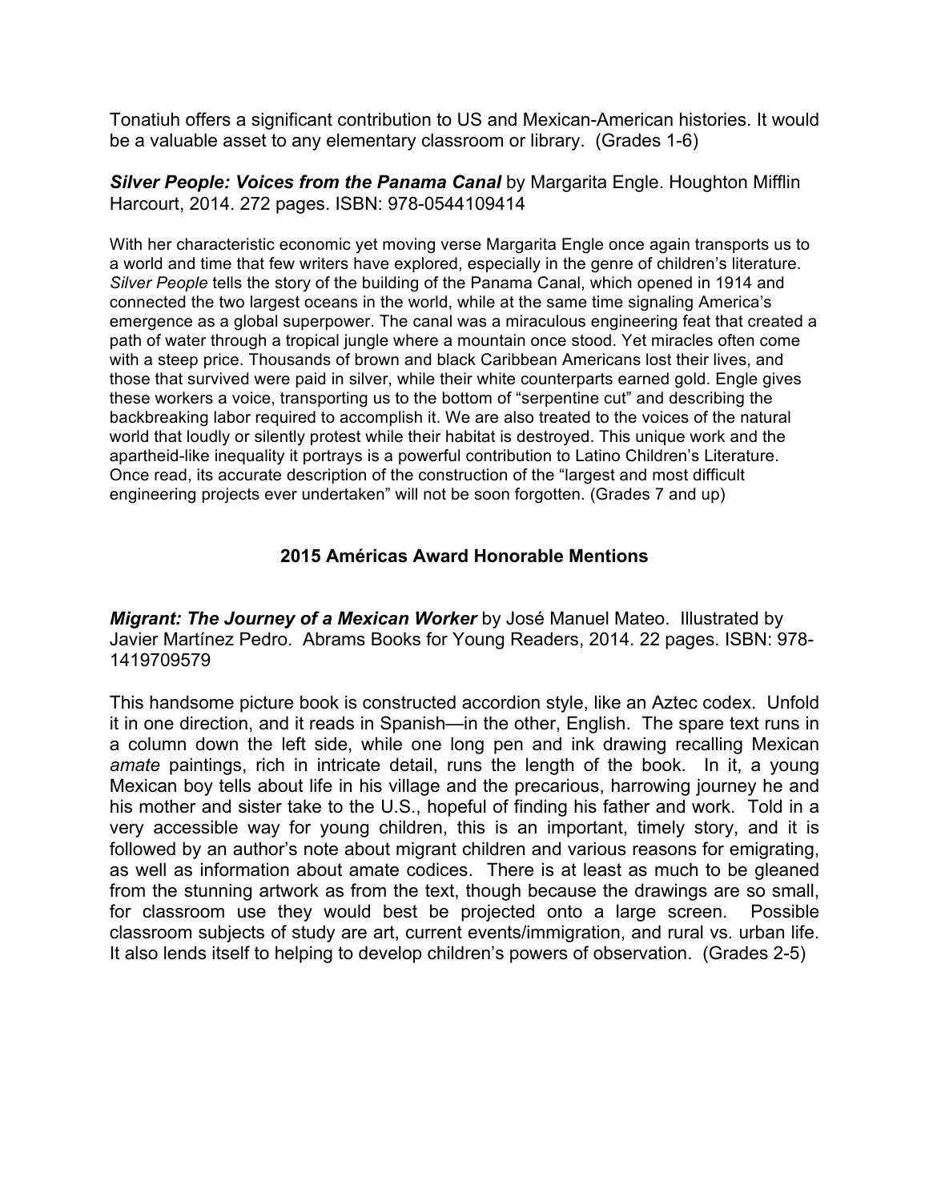Tonatiuh offers a significant contribution to US and Mexican-American histories. It would be a valuable asset to any elementary classroom or library. (Grades 1-6)

***Silver People: Voices from the Panama Canal*** by Margarita Engle. Houghton Mifflin Harcourt, 2014. 272 pages. ISBN: 978-0544109414

With her characteristic economic yet moving verse Margarita Engle once again transports us to a world and time that few writers have explored, especially in the genre of children's literature. *Silver People* tells the story of the building of the Panama Canal, which opened in 1914 and connected the two largest oceans in the world, while at the same time signaling America's emergence as a global superpower. The canal was a miraculous engineering feat that created a path of water through a tropical jungle where a mountain once stood. Yet miracles often come with a steep price. Thousands of brown and black Caribbean Americans lost their lives, and those that survived were paid in silver, while their white counterparts earned gold. Engle gives these workers a voice, transporting us to the bottom of "serpentine cut" and describing the backbreaking labor required to accomplish it. We are also treated to the voices of the natural world that loudly or silently protest while their habitat is destroyed. This unique work and the apartheid-like inequality it portrays is a powerful contribution to Latino Children's Literature. Once read, its accurate description of the construction of the "largest and most difficult engineering projects ever undertaken" will not be soon forgotten. (Grades 7 and up)

## 2015 Américas Award Honorable Mentions

***Migrant: The Journey of a Mexican Worker*** by José Manuel Mateo. Illustrated by Javier Martínez Pedro. Abrams Books for Young Readers, 2014. 22 pages. ISBN: 978-1419709579

This handsome picture book is constructed accordion style, like an Aztec codex. Unfold it in one direction, and it reads in Spanish—in the other, English. The spare text runs in a column down the left side, while one long pen and ink drawing recalling Mexican *amate* paintings, rich in intricate detail, runs the length of the book. In it, a young Mexican boy tells about life in his village and the precarious, harrowing journey he and his mother and sister take to the U.S., hopeful of finding his father and work. Told in a very accessible way for young children, this is an important, timely story, and it is followed by an author's note about migrant children and various reasons for emigrating, as well as information about amate codices. There is at least as much to be gleaned from the stunning artwork as from the text, though because the drawings are so small, for classroom use they would best be projected onto a large screen. Possible classroom subjects of study are art, current events/immigration, and rural vs. urban life. It also lends itself to helping to develop children's powers of observation. (Grades 2-5)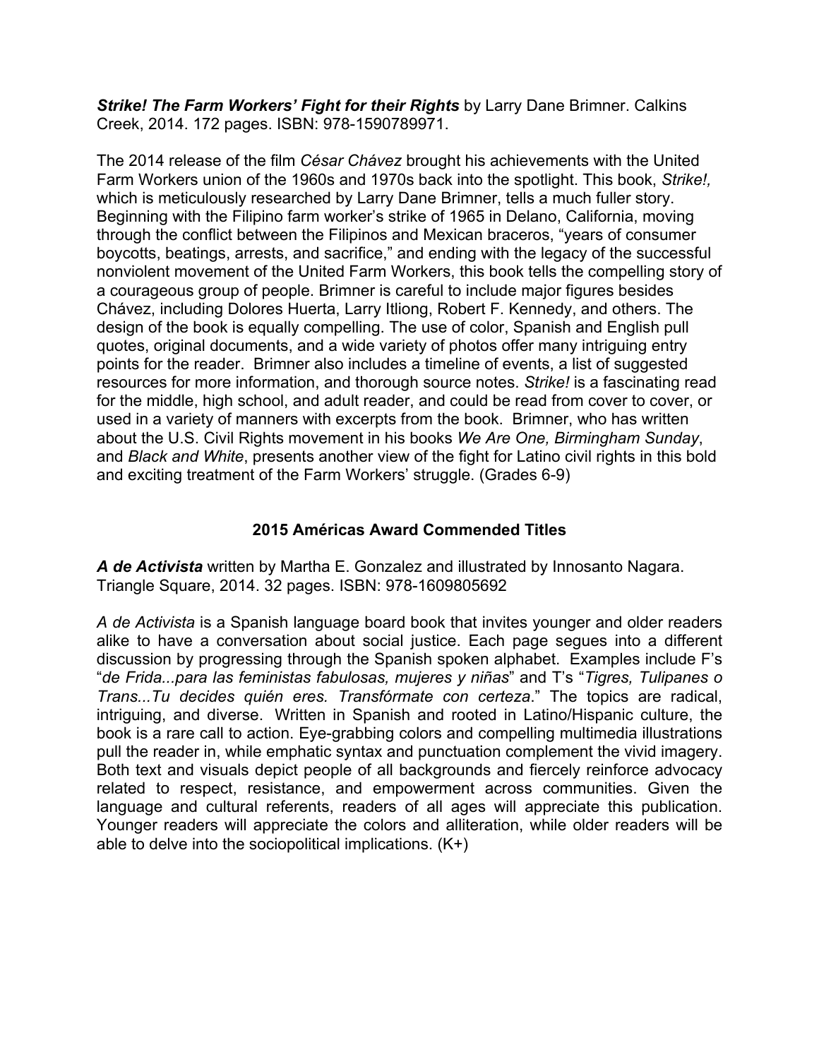***Strike! The Farm Workers' Fight for their Rights*** by Larry Dane Brimner. Calkins Creek, 2014. 172 pages. ISBN: 978-1590789971.

The 2014 release of the film *César Chávez* brought his achievements with the United Farm Workers union of the 1960s and 1970s back into the spotlight. This book, *Strike!,* which is meticulously researched by Larry Dane Brimner, tells a much fuller story. Beginning with the Filipino farm worker's strike of 1965 in Delano, California, moving through the conflict between the Filipinos and Mexican braceros, "years of consumer boycotts, beatings, arrests, and sacrifice," and ending with the legacy of the successful nonviolent movement of the United Farm Workers, this book tells the compelling story of a courageous group of people. Brimner is careful to include major figures besides Chávez, including Dolores Huerta, Larry Itliong, Robert F. Kennedy, and others. The design of the book is equally compelling. The use of color, Spanish and English pull quotes, original documents, and a wide variety of photos offer many intriguing entry points for the reader. Brimner also includes a timeline of events, a list of suggested resources for more information, and thorough source notes. *Strike!* is a fascinating read for the middle, high school, and adult reader, and could be read from cover to cover, or used in a variety of manners with excerpts from the book. Brimner, who has written about the U.S. Civil Rights movement in his books *We Are One, Birmingham Sunday*, and *Black and White*, presents another view of the fight for Latino civil rights in this bold and exciting treatment of the Farm Workers' struggle. (Grades 6-9)

## 2015 Américas Award Commended Titles

***A de Activista*** written by Martha E. Gonzalez and illustrated by Innosanto Nagara. Triangle Square, 2014. 32 pages. ISBN: 978-1609805692

*A de Activista* is a Spanish language board book that invites younger and older readers alike to have a conversation about social justice. Each page segues into a different discussion by progressing through the Spanish spoken alphabet. Examples include F's "*de Frida...para las feministas fabulosas, mujeres y niñas*" and T's "*Tigres, Tulipanes o Trans...Tu decides quién eres. Transfórmate con certeza*." The topics are radical, intriguing, and diverse. Written in Spanish and rooted in Latino/Hispanic culture, the book is a rare call to action. Eye-grabbing colors and compelling multimedia illustrations pull the reader in, while emphatic syntax and punctuation complement the vivid imagery. Both text and visuals depict people of all backgrounds and fiercely reinforce advocacy related to respect, resistance, and empowerment across communities. Given the language and cultural referents, readers of all ages will appreciate this publication. Younger readers will appreciate the colors and alliteration, while older readers will be able to delve into the sociopolitical implications. (K+)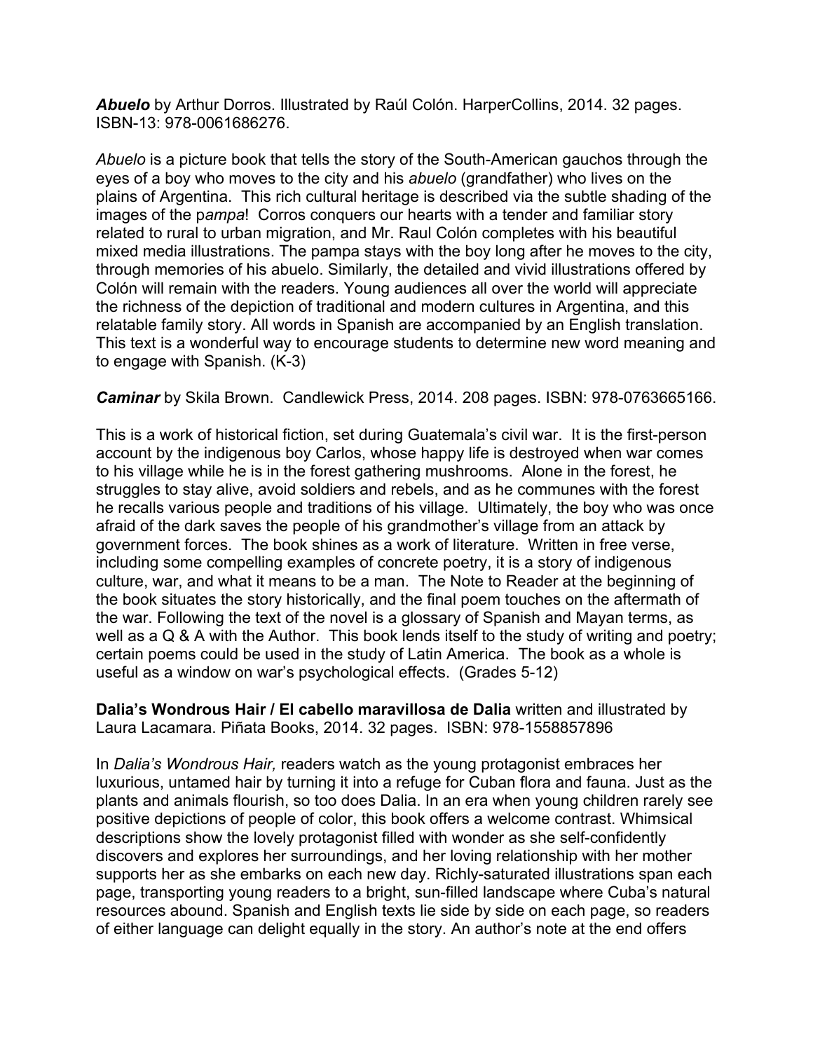***Abuelo*** by Arthur Dorros. Illustrated by Raúl Colón. HarperCollins, 2014. 32 pages. ISBN-13: 978-0061686276.

*Abuelo* is a picture book that tells the story of the South-American gauchos through the eyes of a boy who moves to the city and his *abuelo* (grandfather) who lives on the plains of Argentina. This rich cultural heritage is described via the subtle shading of the images of the p*ampa*! Corros conquers our hearts with a tender and familiar story related to rural to urban migration, and Mr. Raul Colón completes with his beautiful mixed media illustrations. The pampa stays with the boy long after he moves to the city, through memories of his abuelo. Similarly, the detailed and vivid illustrations offered by Colón will remain with the readers. Young audiences all over the world will appreciate the richness of the depiction of traditional and modern cultures in Argentina, and this relatable family story. All words in Spanish are accompanied by an English translation. This text is a wonderful way to encourage students to determine new word meaning and to engage with Spanish. (K-3)

***Caminar*** by Skila Brown. Candlewick Press, 2014. 208 pages. ISBN: 978-0763665166.

This is a work of historical fiction, set during Guatemala's civil war. It is the first-person account by the indigenous boy Carlos, whose happy life is destroyed when war comes to his village while he is in the forest gathering mushrooms. Alone in the forest, he struggles to stay alive, avoid soldiers and rebels, and as he communes with the forest he recalls various people and traditions of his village. Ultimately, the boy who was once afraid of the dark saves the people of his grandmother's village from an attack by government forces. The book shines as a work of literature. Written in free verse, including some compelling examples of concrete poetry, it is a story of indigenous culture, war, and what it means to be a man. The Note to Reader at the beginning of the book situates the story historically, and the final poem touches on the aftermath of the war. Following the text of the novel is a glossary of Spanish and Mayan terms, as well as a Q & A with the Author. This book lends itself to the study of writing and poetry; certain poems could be used in the study of Latin America. The book as a whole is useful as a window on war's psychological effects. (Grades 5-12)

**Dalia's Wondrous Hair / El cabello maravillosa de Dalia** written and illustrated by Laura Lacamara. Piñata Books, 2014. 32 pages. ISBN: 978-1558857896

In *Dalia's Wondrous Hair,* readers watch as the young protagonist embraces her luxurious, untamed hair by turning it into a refuge for Cuban flora and fauna. Just as the plants and animals flourish, so too does Dalia. In an era when young children rarely see positive depictions of people of color, this book offers a welcome contrast. Whimsical descriptions show the lovely protagonist filled with wonder as she self-confidently discovers and explores her surroundings, and her loving relationship with her mother supports her as she embarks on each new day. Richly-saturated illustrations span each page, transporting young readers to a bright, sun-filled landscape where Cuba's natural resources abound. Spanish and English texts lie side by side on each page, so readers of either language can delight equally in the story. An author's note at the end offers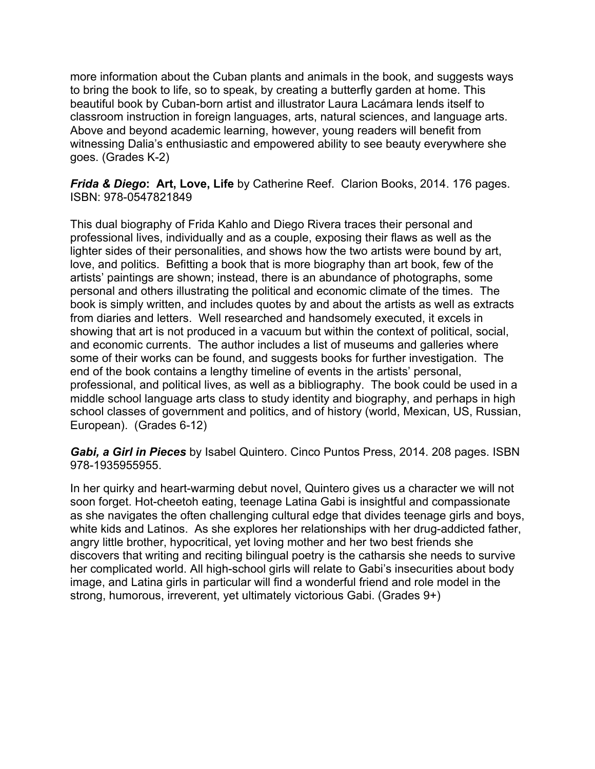more information about the Cuban plants and animals in the book, and suggests ways to bring the book to life, so to speak, by creating a butterfly garden at home. This beautiful book by Cuban-born artist and illustrator Laura Lacámara lends itself to classroom instruction in foreign languages, arts, natural sciences, and language arts. Above and beyond academic learning, however, young readers will benefit from witnessing Dalia's enthusiastic and empowered ability to see beauty everywhere she goes. (Grades K-2)

***Frida & Diego*: Art, Love, Life** by Catherine Reef. Clarion Books, 2014. 176 pages. ISBN: 978-0547821849

This dual biography of Frida Kahlo and Diego Rivera traces their personal and professional lives, individually and as a couple, exposing their flaws as well as the lighter sides of their personalities, and shows how the two artists were bound by art, love, and politics. Befitting a book that is more biography than art book, few of the artists' paintings are shown; instead, there is an abundance of photographs, some personal and others illustrating the political and economic climate of the times. The book is simply written, and includes quotes by and about the artists as well as extracts from diaries and letters. Well researched and handsomely executed, it excels in showing that art is not produced in a vacuum but within the context of political, social, and economic currents. The author includes a list of museums and galleries where some of their works can be found, and suggests books for further investigation. The end of the book contains a lengthy timeline of events in the artists' personal, professional, and political lives, as well as a bibliography. The book could be used in a middle school language arts class to study identity and biography, and perhaps in high school classes of government and politics, and of history (world, Mexican, US, Russian, European). (Grades 6-12)

***Gabi, a Girl in Pieces*** by Isabel Quintero. Cinco Puntos Press, 2014. 208 pages. ISBN 978-1935955955.

In her quirky and heart-warming debut novel, Quintero gives us a character we will not soon forget. Hot-cheetoh eating, teenage Latina Gabi is insightful and compassionate as she navigates the often challenging cultural edge that divides teenage girls and boys, white kids and Latinos. As she explores her relationships with her drug-addicted father, angry little brother, hypocritical, yet loving mother and her two best friends she discovers that writing and reciting bilingual poetry is the catharsis she needs to survive her complicated world. All high-school girls will relate to Gabi's insecurities about body image, and Latina girls in particular will find a wonderful friend and role model in the strong, humorous, irreverent, yet ultimately victorious Gabi. (Grades 9+)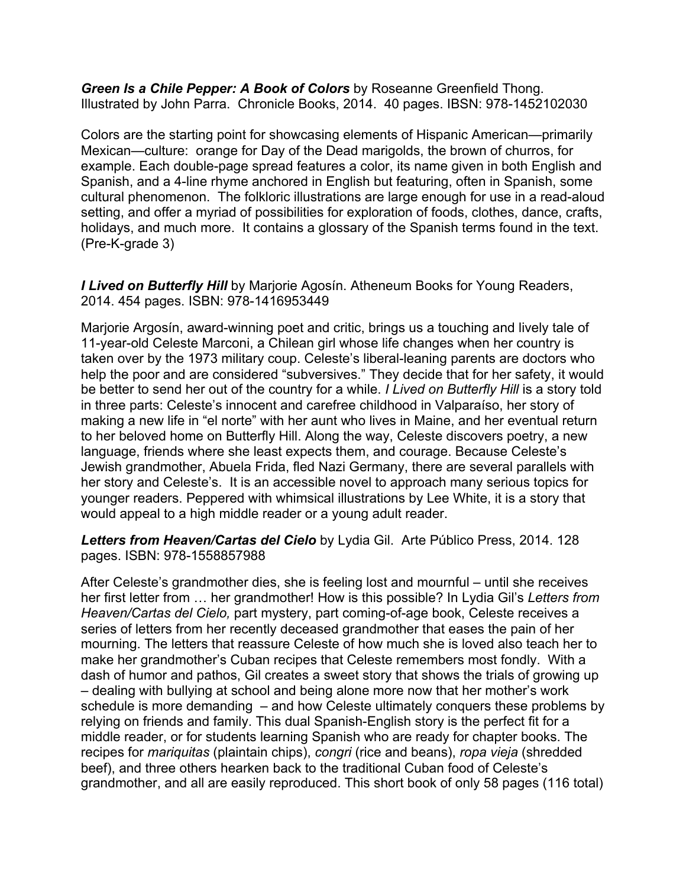***Green Is a Chile Pepper: A Book of Colors*** by Roseanne Greenfield Thong. Illustrated by John Parra. Chronicle Books, 2014. 40 pages. IBSN: 978-1452102030

Colors are the starting point for showcasing elements of Hispanic American—primarily Mexican—culture: orange for Day of the Dead marigolds, the brown of churros, for example. Each double-page spread features a color, its name given in both English and Spanish, and a 4-line rhyme anchored in English but featuring, often in Spanish, some cultural phenomenon. The folkloric illustrations are large enough for use in a read-aloud setting, and offer a myriad of possibilities for exploration of foods, clothes, dance, crafts, holidays, and much more. It contains a glossary of the Spanish terms found in the text. (Pre-K-grade 3)

***I Lived on Butterfly Hill*** by Marjorie Agosín. Atheneum Books for Young Readers, 2014. 454 pages. ISBN: 978-1416953449

Marjorie Argosín, award-winning poet and critic, brings us a touching and lively tale of 11-year-old Celeste Marconi, a Chilean girl whose life changes when her country is taken over by the 1973 military coup. Celeste's liberal-leaning parents are doctors who help the poor and are considered "subversives." They decide that for her safety, it would be better to send her out of the country for a while. *I Lived on Butterfly Hill* is a story told in three parts: Celeste's innocent and carefree childhood in Valparaíso, her story of making a new life in "el norte" with her aunt who lives in Maine, and her eventual return to her beloved home on Butterfly Hill. Along the way, Celeste discovers poetry, a new language, friends where she least expects them, and courage. Because Celeste's Jewish grandmother, Abuela Frida, fled Nazi Germany, there are several parallels with her story and Celeste's. It is an accessible novel to approach many serious topics for younger readers. Peppered with whimsical illustrations by Lee White, it is a story that would appeal to a high middle reader or a young adult reader.

***Letters from Heaven/Cartas del Cielo*** by Lydia Gil. Arte Público Press, 2014. 128 pages. ISBN: 978-1558857988

After Celeste's grandmother dies, she is feeling lost and mournful – until she receives her first letter from … her grandmother! How is this possible? In Lydia Gil's *Letters from Heaven/Cartas del Cielo,* part mystery, part coming-of-age book, Celeste receives a series of letters from her recently deceased grandmother that eases the pain of her mourning. The letters that reassure Celeste of how much she is loved also teach her to make her grandmother's Cuban recipes that Celeste remembers most fondly. With a dash of humor and pathos, Gil creates a sweet story that shows the trials of growing up – dealing with bullying at school and being alone more now that her mother's work schedule is more demanding – and how Celeste ultimately conquers these problems by relying on friends and family. This dual Spanish-English story is the perfect fit for a middle reader, or for students learning Spanish who are ready for chapter books. The recipes for *mariquitas* (plaintain chips), *congri* (rice and beans), *ropa vieja* (shredded beef), and three others hearken back to the traditional Cuban food of Celeste's grandmother, and all are easily reproduced. This short book of only 58 pages (116 total)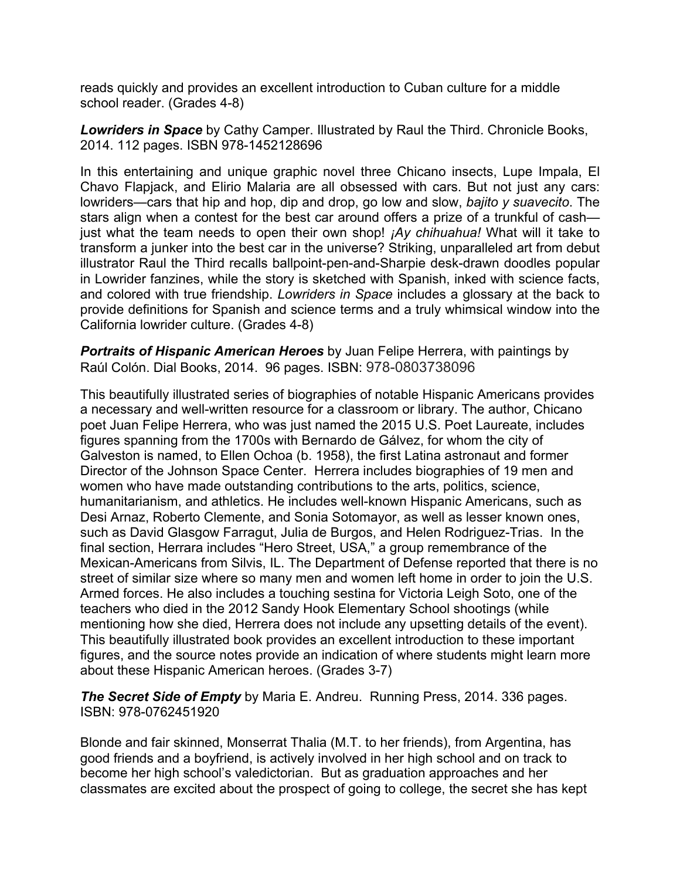reads quickly and provides an excellent introduction to Cuban culture for a middle school reader. (Grades 4-8)

***Lowriders in Space*** by Cathy Camper. Illustrated by Raul the Third. Chronicle Books, 2014. 112 pages. ISBN 978-1452128696

In this entertaining and unique graphic novel three Chicano insects, Lupe Impala, El Chavo Flapjack, and Elirio Malaria are all obsessed with cars. But not just any cars: lowriders—cars that hip and hop, dip and drop, go low and slow, *bajito y suavecito*. The stars align when a contest for the best car around offers a prize of a trunkful of cash—just what the team needs to open their own shop! *¡Ay chihuahua!* What will it take to transform a junker into the best car in the universe? Striking, unparalleled art from debut illustrator Raul the Third recalls ballpoint-pen-and-Sharpie desk-drawn doodles popular in Lowrider fanzines, while the story is sketched with Spanish, inked with science facts, and colored with true friendship. *Lowriders in Space* includes a glossary at the back to provide definitions for Spanish and science terms and a truly whimsical window into the California lowrider culture. (Grades 4-8)

***Portraits of Hispanic American Heroes*** by Juan Felipe Herrera, with paintings by Raúl Colón. Dial Books, 2014. 96 pages. ISBN: 978-0803738096

This beautifully illustrated series of biographies of notable Hispanic Americans provides a necessary and well-written resource for a classroom or library. The author, Chicano poet Juan Felipe Herrera, who was just named the 2015 U.S. Poet Laureate, includes figures spanning from the 1700s with Bernardo de Gálvez, for whom the city of Galveston is named, to Ellen Ochoa (b. 1958), the first Latina astronaut and former Director of the Johnson Space Center. Herrera includes biographies of 19 men and women who have made outstanding contributions to the arts, politics, science, humanitarianism, and athletics. He includes well-known Hispanic Americans, such as Desi Arnaz, Roberto Clemente, and Sonia Sotomayor, as well as lesser known ones, such as David Glasgow Farragut, Julia de Burgos, and Helen Rodriguez-Trias. In the final section, Herrara includes "Hero Street, USA," a group remembrance of the Mexican-Americans from Silvis, IL. The Department of Defense reported that there is no street of similar size where so many men and women left home in order to join the U.S. Armed forces. He also includes a touching sestina for Victoria Leigh Soto, one of the teachers who died in the 2012 Sandy Hook Elementary School shootings (while mentioning how she died, Herrera does not include any upsetting details of the event). This beautifully illustrated book provides an excellent introduction to these important figures, and the source notes provide an indication of where students might learn more about these Hispanic American heroes. (Grades 3-7)

***The Secret Side of Empty*** by Maria E. Andreu. Running Press, 2014. 336 pages. ISBN: 978-0762451920

Blonde and fair skinned, Monserrat Thalia (M.T. to her friends), from Argentina, has good friends and a boyfriend, is actively involved in her high school and on track to become her high school's valedictorian. But as graduation approaches and her classmates are excited about the prospect of going to college, the secret she has kept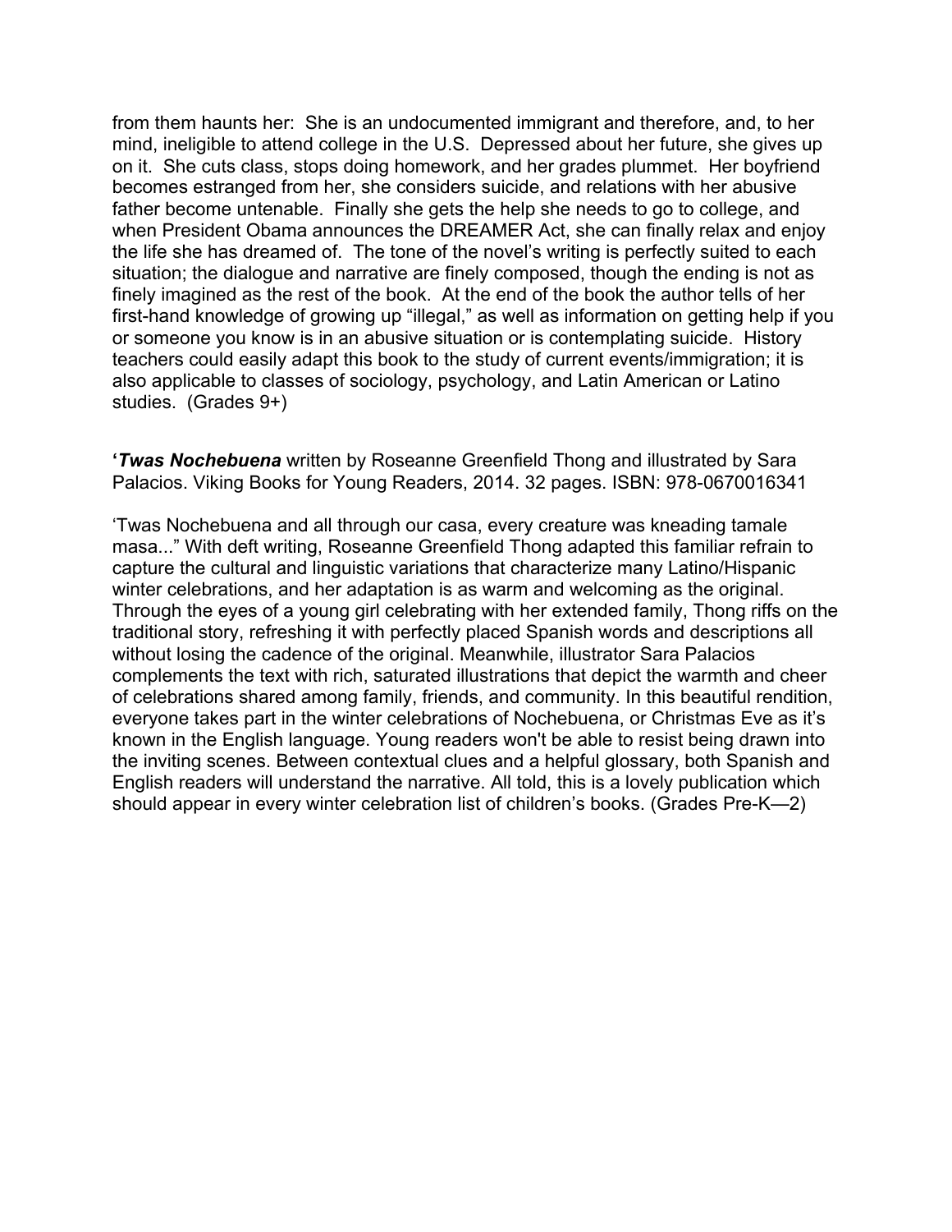from them haunts her: She is an undocumented immigrant and therefore, and, to her mind, ineligible to attend college in the U.S. Depressed about her future, she gives up on it. She cuts class, stops doing homework, and her grades plummet. Her boyfriend becomes estranged from her, she considers suicide, and relations with her abusive father become untenable. Finally she gets the help she needs to go to college, and when President Obama announces the DREAMER Act, she can finally relax and enjoy the life she has dreamed of. The tone of the novel's writing is perfectly suited to each situation; the dialogue and narrative are finely composed, though the ending is not as finely imagined as the rest of the book. At the end of the book the author tells of her first-hand knowledge of growing up "illegal," as well as information on getting help if you or someone you know is in an abusive situation or is contemplating suicide. History teachers could easily adapt this book to the study of current events/immigration; it is also applicable to classes of sociology, psychology, and Latin American or Latino studies. (Grades 9+)

***'Twas Nochebuena*** written by Roseanne Greenfield Thong and illustrated by Sara Palacios. Viking Books for Young Readers, 2014. 32 pages. ISBN: 978-0670016341

'Twas Nochebuena and all through our casa, every creature was kneading tamale masa..." With deft writing, Roseanne Greenfield Thong adapted this familiar refrain to capture the cultural and linguistic variations that characterize many Latino/Hispanic winter celebrations, and her adaptation is as warm and welcoming as the original. Through the eyes of a young girl celebrating with her extended family, Thong riffs on the traditional story, refreshing it with perfectly placed Spanish words and descriptions all without losing the cadence of the original. Meanwhile, illustrator Sara Palacios complements the text with rich, saturated illustrations that depict the warmth and cheer of celebrations shared among family, friends, and community. In this beautiful rendition, everyone takes part in the winter celebrations of Nochebuena, or Christmas Eve as it's known in the English language. Young readers won't be able to resist being drawn into the inviting scenes. Between contextual clues and a helpful glossary, both Spanish and English readers will understand the narrative. All told, this is a lovely publication which should appear in every winter celebration list of children's books. (Grades Pre-K—2)